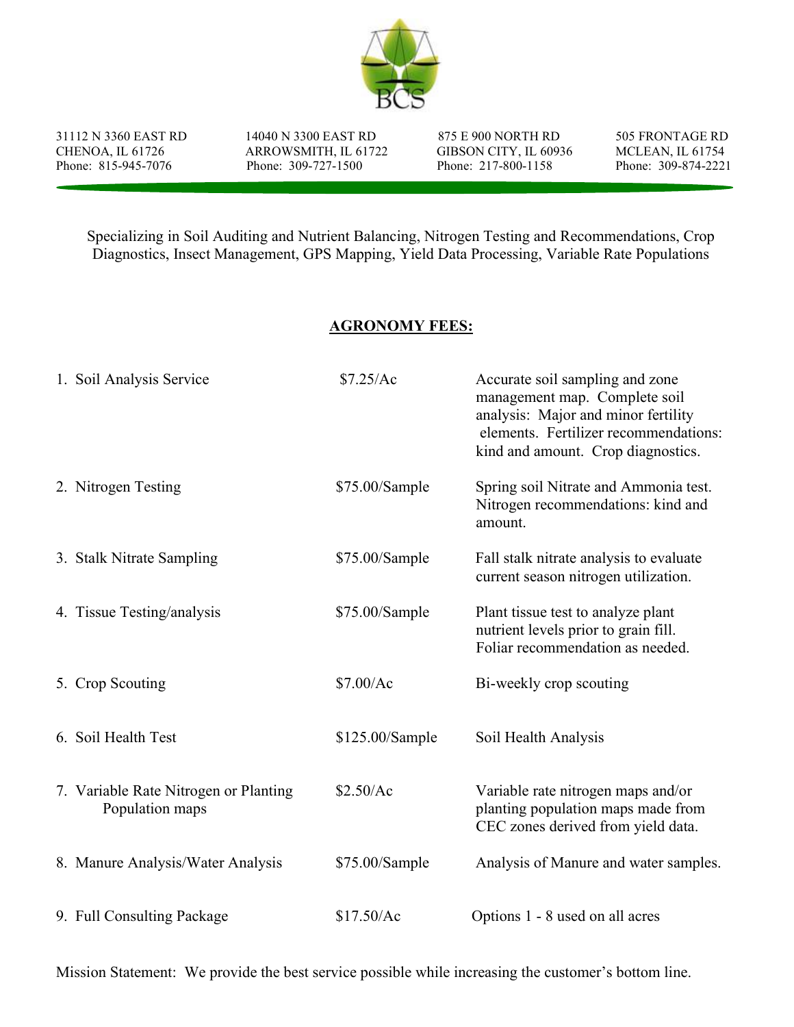BCS

| 31112 N 3360 EAST RD<br>CHENOA, IL 61726<br>Phone: 815-945-7076 | 14040 N 3300 EAST RD<br>ARROWSMITH, IL 61722<br>Phone: 309-727-1500 | 875 E 900 NORTH RD<br>GIBSON CITY, IL 60936<br>Phone: 217-800-1158 | 505 FRONTAGE RD<br>MCLEAN, IL 61754<br>Phone: 309-874-2221 |
|---|---|---|---|

Specializing in Soil Auditing and Nutrient Balancing, Nitrogen Testing and Recommendations, Crop Diagnostics, Insect Management, GPS Mapping, Yield Data Processing, Variable Rate Populations

## AGRONOMY FEES:

| Service | Fee | Description |
|---|---|---|
| 1. Soil Analysis Service | $7.25/Ac | Accurate soil sampling and zone management map. Complete soil analysis: Major and minor fertility elements. Fertilizer recommendations: kind and amount. Crop diagnostics. |
| 2. Nitrogen Testing | $75.00/Sample | Spring soil Nitrate and Ammonia test. Nitrogen recommendations: kind and amount. |
| 3. Stalk Nitrate Sampling | $75.00/Sample | Fall stalk nitrate analysis to evaluate current season nitrogen utilization. |
| 4. Tissue Testing/analysis | $75.00/Sample | Plant tissue test to analyze plant nutrient levels prior to grain fill. Foliar recommendation as needed. |
| 5. Crop Scouting | $7.00/Ac | Bi-weekly crop scouting |
| 6. Soil Health Test | $125.00/Sample | Soil Health Analysis |
| 7. Variable Rate Nitrogen or Planting Population maps | $2.50/Ac | Variable rate nitrogen maps and/or planting population maps made from CEC zones derived from yield data. |
| 8. Manure Analysis/Water Analysis | $75.00/Sample | Analysis of Manure and water samples. |
| 9. Full Consulting Package | $17.50/Ac | Options 1 - 8 used on all acres |

Mission Statement: We provide the best service possible while increasing the customer's bottom line.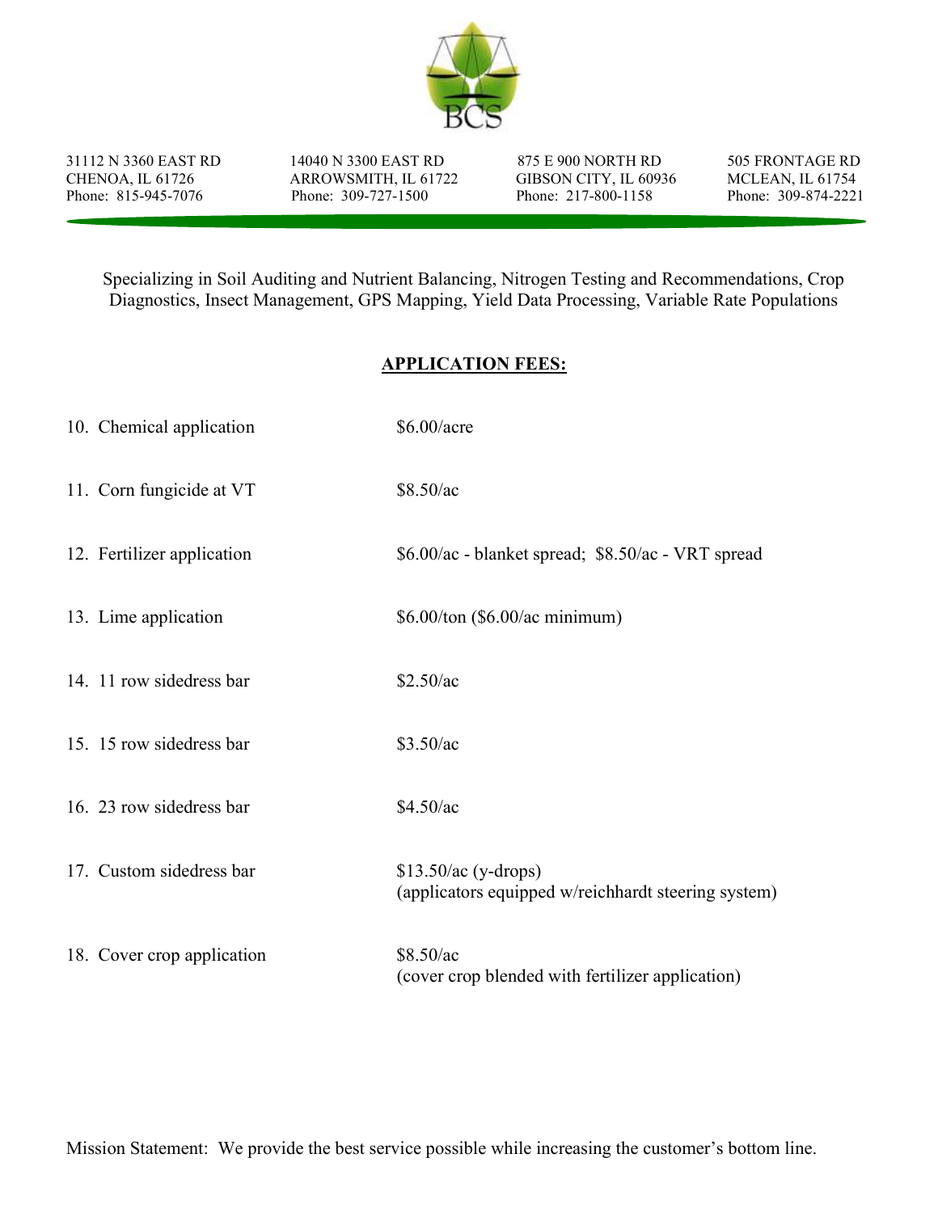BCS

| | | | |
|---|---|---|---|
| 31112 N 3360 EAST RD | 14040 N 3300 EAST RD | 875 E 900 NORTH RD | 505 FRONTAGE RD |
| CHENOA, IL 61726 | ARROWSMITH, IL 61722 | GIBSON CITY, IL 60936 | MCLEAN, IL 61754 |
| Phone: 815-945-7076 | Phone: 309-727-1500 | Phone: 217-800-1158 | Phone: 309-874-2221 |

Specializing in Soil Auditing and Nutrient Balancing, Nitrogen Testing and Recommendations, Crop Diagnostics, Insect Management, GPS Mapping, Yield Data Processing, Variable Rate Populations

## APPLICATION FEES:

10. Chemical application — $6.00/acre

11. Corn fungicide at VT — $8.50/ac

12. Fertilizer application — $6.00/ac - blanket spread; $8.50/ac - VRT spread

13. Lime application — $6.00/ton ($6.00/ac minimum)

14. 11 row sidedress bar — $2.50/ac

15. 15 row sidedress bar — $3.50/ac

16. 23 row sidedress bar — $4.50/ac

17. Custom sidedress bar — $13.50/ac (y-drops)
    (applicators equipped w/reichhardt steering system)

18. Cover crop application — $8.50/ac
    (cover crop blended with fertilizer application)

Mission Statement: We provide the best service possible while increasing the customer's bottom line.